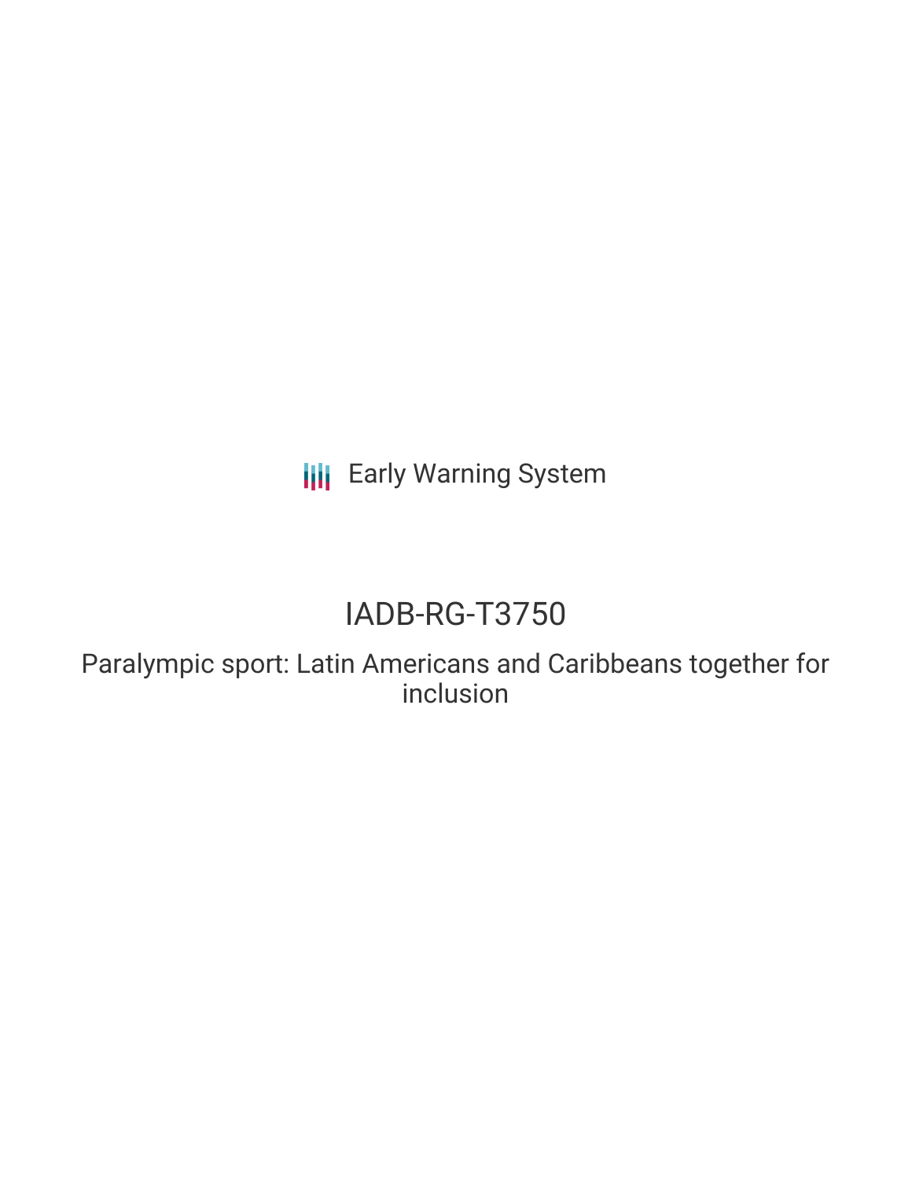Early Warning System

# IADB-RG-T3750

## Paralympic sport: Latin Americans and Caribbeans together for inclusion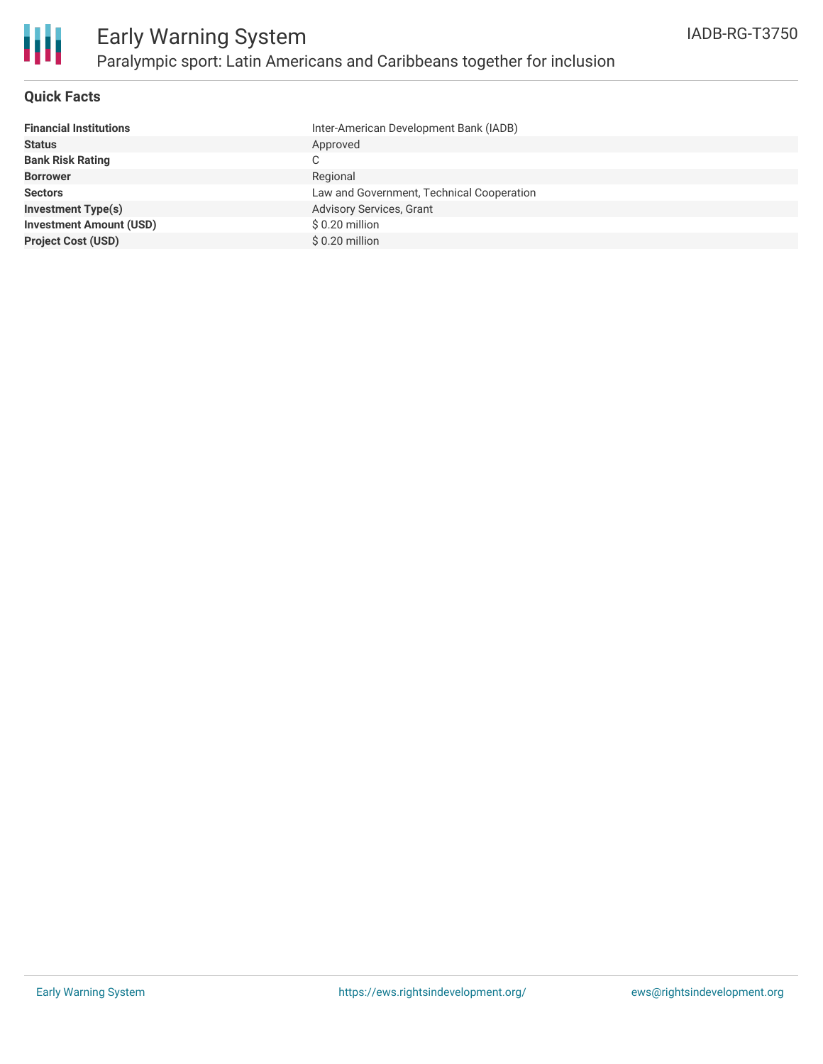# Early Warning System

## Paralympic sport: Latin Americans and Caribbeans together for inclusion

IADB-RG-T3750

### Quick Facts

| | |
|---|---|
| **Financial Institutions** | Inter-American Development Bank (IADB) |
| **Status** | Approved |
| **Bank Risk Rating** | C |
| **Borrower** | Regional |
| **Sectors** | Law and Government, Technical Cooperation |
| **Investment Type(s)** | Advisory Services, Grant |
| **Investment Amount (USD)** | $ 0.20 million |
| **Project Cost (USD)** | $ 0.20 million |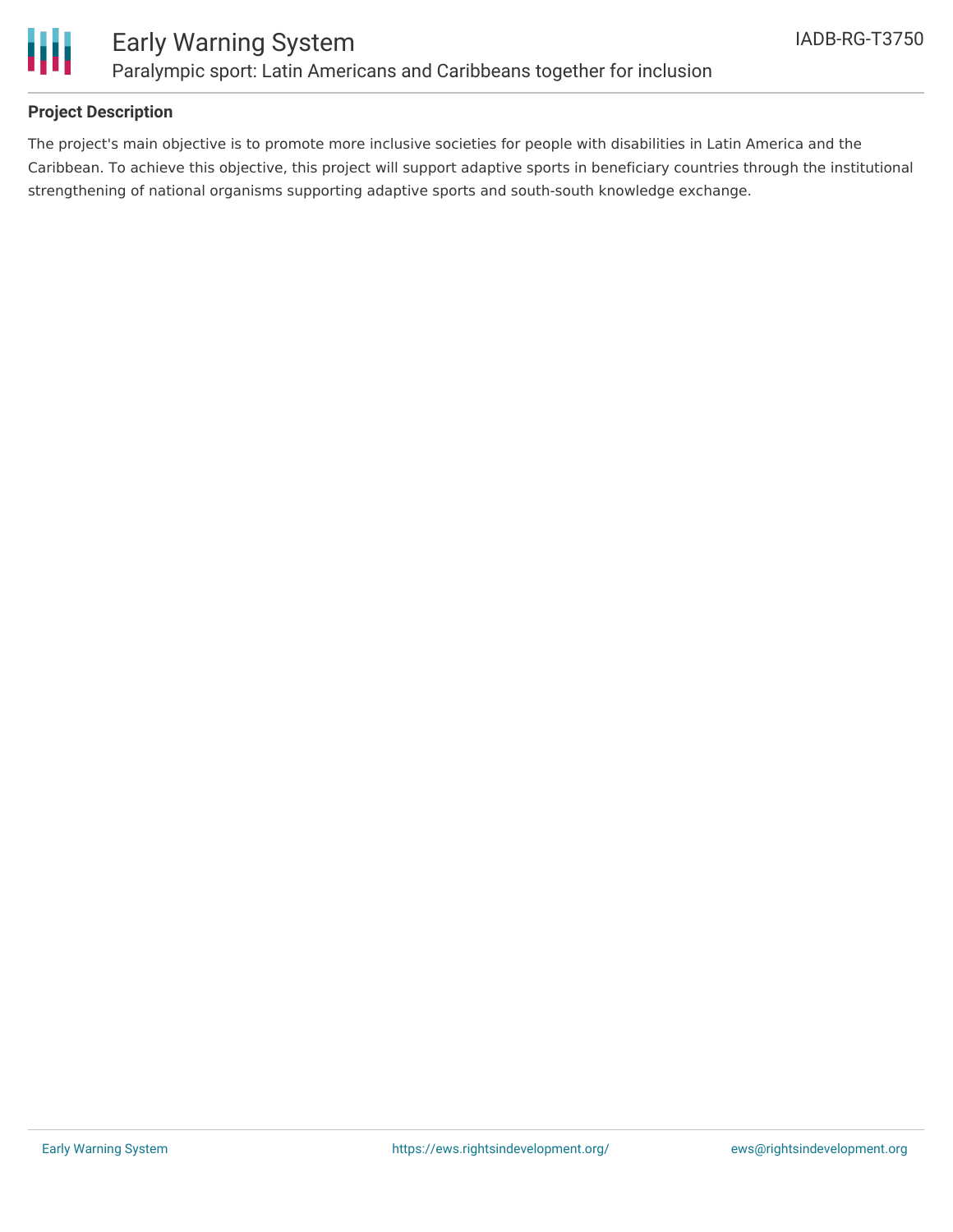## Project Description

The project's main objective is to promote more inclusive societies for people with disabilities in Latin America and the Caribbean. To achieve this objective, this project will support adaptive sports in beneficiary countries through the institutional strengthening of national organisms supporting adaptive sports and south-south knowledge exchange.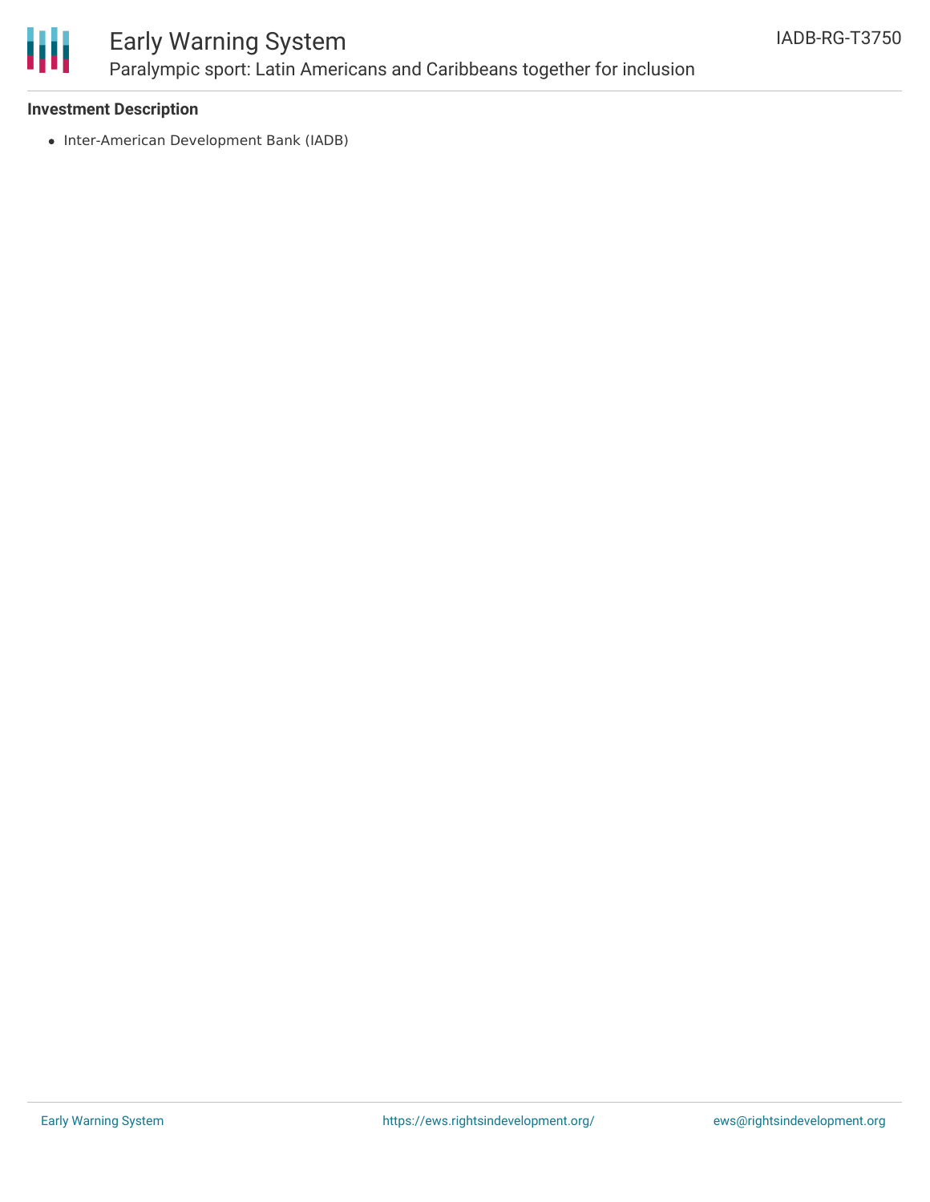**Investment Description**

- Inter-American Development Bank (IADB)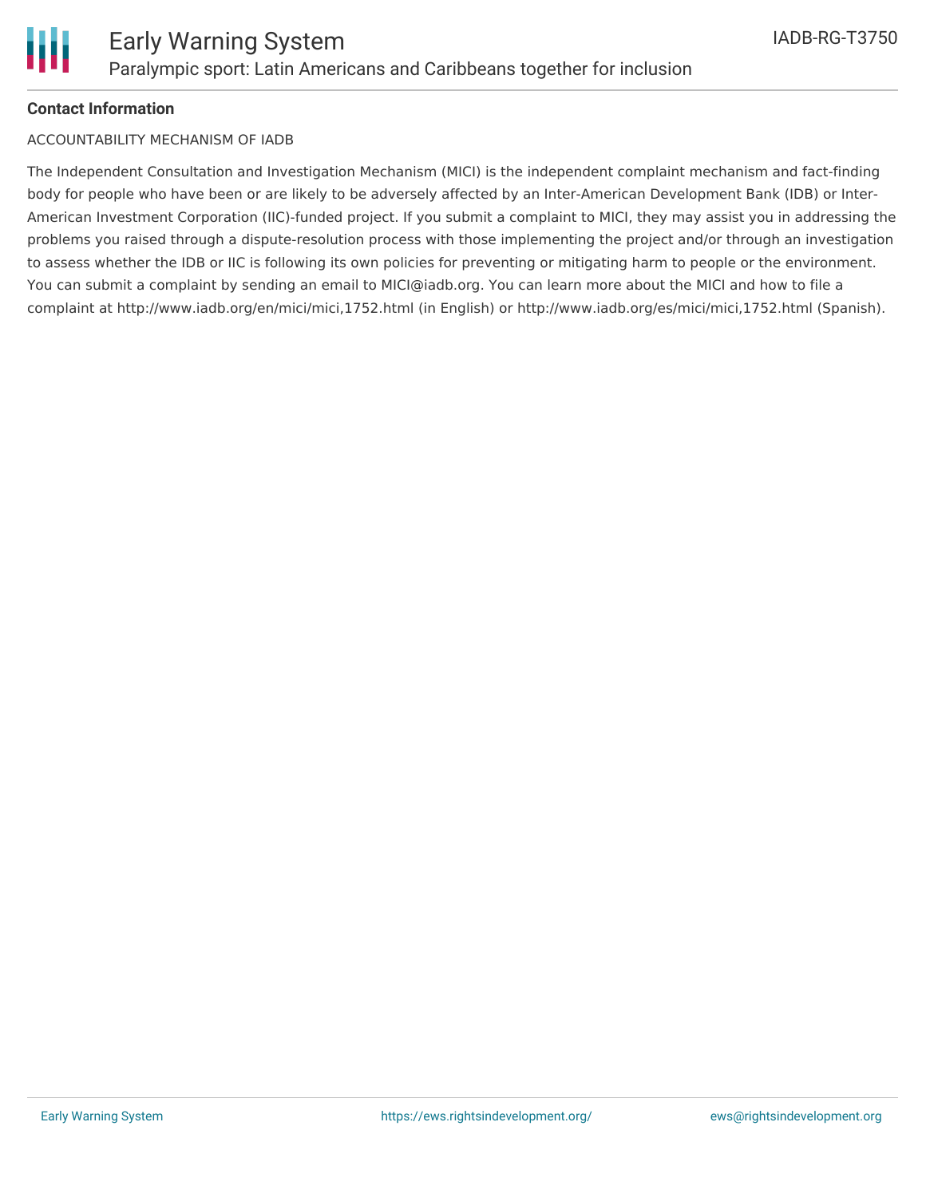**Contact Information**

ACCOUNTABILITY MECHANISM OF IADB

The Independent Consultation and Investigation Mechanism (MICI) is the independent complaint mechanism and fact-finding body for people who have been or are likely to be adversely affected by an Inter-American Development Bank (IDB) or Inter-American Investment Corporation (IIC)-funded project. If you submit a complaint to MICI, they may assist you in addressing the problems you raised through a dispute-resolution process with those implementing the project and/or through an investigation to assess whether the IDB or IIC is following its own policies for preventing or mitigating harm to people or the environment. You can submit a complaint by sending an email to MICI@iadb.org. You can learn more about the MICI and how to file a complaint at http://www.iadb.org/en/mici/mici,1752.html (in English) or http://www.iadb.org/es/mici/mici,1752.html (Spanish).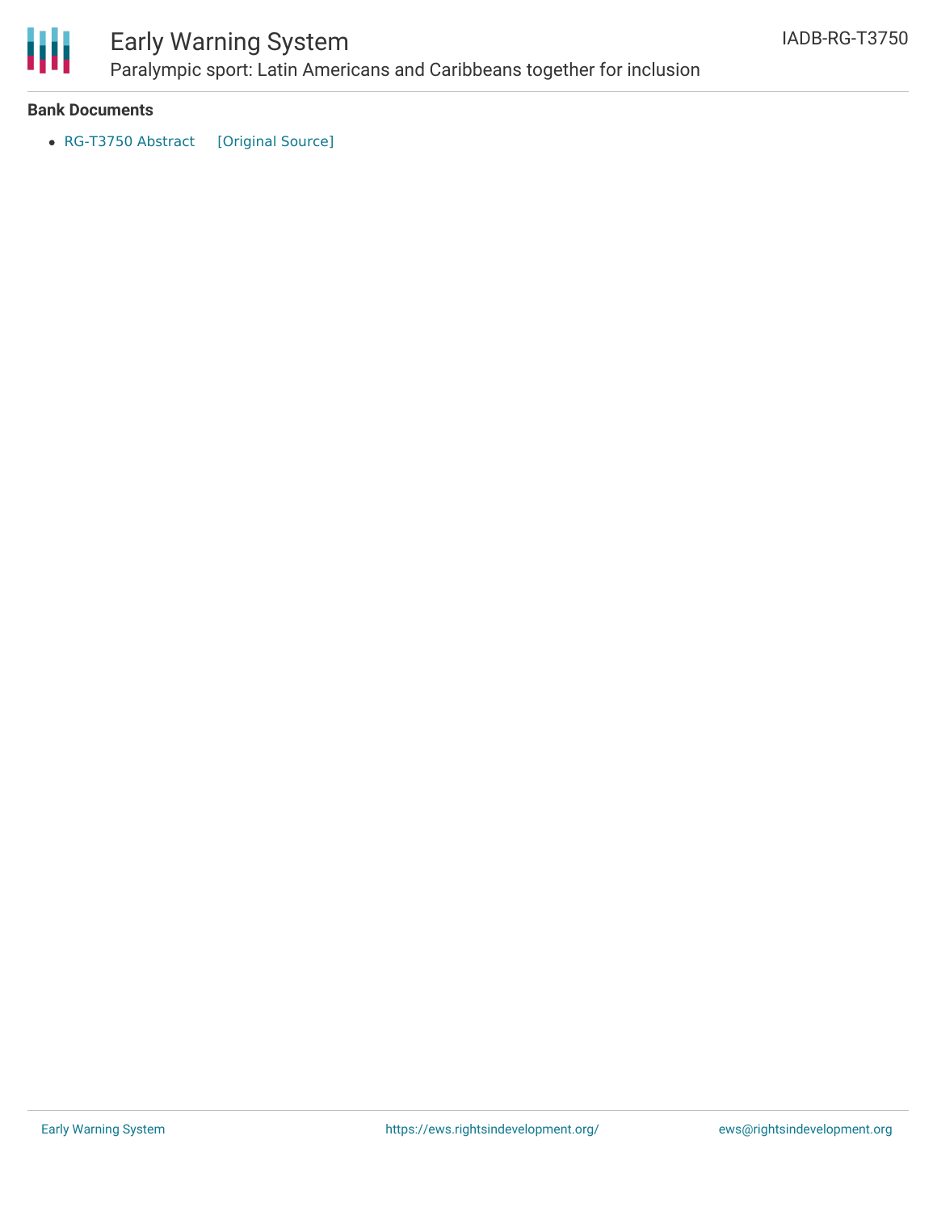### Bank Documents

- RG-T3750 Abstract [Original Source]